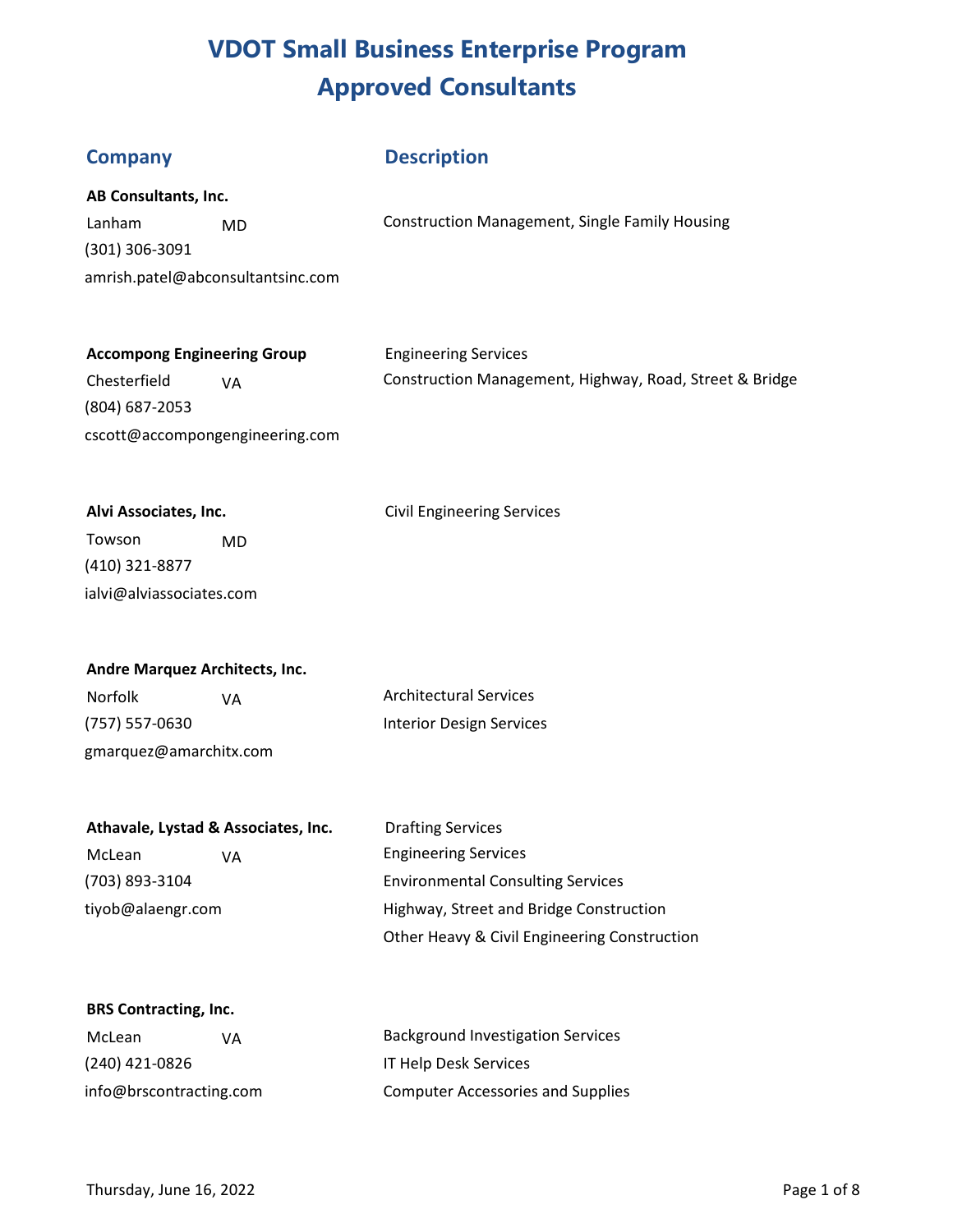# VDOT Small Business Enterprise Program
# Approved Consultants

| Company | Description |
|---|---|
| **AB Consultants, Inc.**<br>Lanham MD<br>(301) 306-3091<br>amrish.patel@abconsultantsinc.com | Construction Management, Single Family Housing |
| **Accompong Engineering Group**<br>Chesterfield VA<br>(804) 687-2053<br>cscott@accompongengineering.com | Engineering Services<br>Construction Management, Highway, Road, Street & Bridge |
| **Alvi Associates, Inc.**<br>Towson MD<br>(410) 321-8877<br>ialvi@alviassociates.com | Civil Engineering Services |
| **Andre Marquez Architects, Inc.**<br>Norfolk VA<br>(757) 557-0630<br>gmarquez@amarchitx.com | Architectural Services<br>Interior Design Services |
| **Athavale, Lystad & Associates, Inc.**<br>McLean VA<br>(703) 893-3104<br>tiyob@alaengr.com | Drafting Services<br>Engineering Services<br>Environmental Consulting Services<br>Highway, Street and Bridge Construction<br>Other Heavy & Civil Engineering Construction |
| **BRS Contracting, Inc.**<br>McLean VA<br>(240) 421-0826<br>info@brscontracting.com | Background Investigation Services<br>IT Help Desk Services<br>Computer Accessories and Supplies |

Thursday, June 16, 2022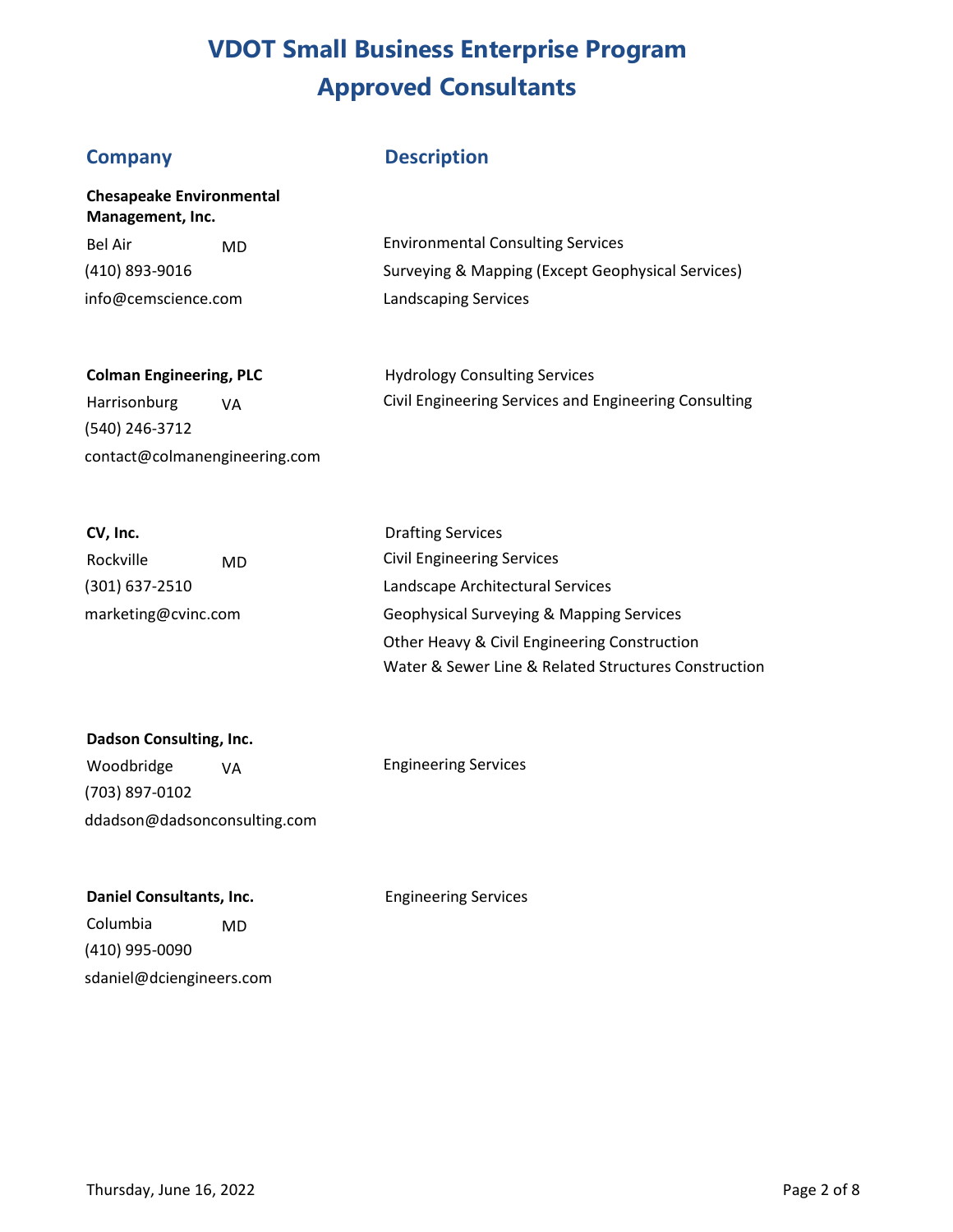# VDOT Small Business Enterprise Program
# Approved Consultants

| Company | Description |
| --- | --- |
| **Chesapeake Environmental Management, Inc.**<br>Bel Air MD<br>(410) 893-9016<br>info@cemscience.com | Environmental Consulting Services<br>Surveying & Mapping (Except Geophysical Services)<br>Landscaping Services |
| **Colman Engineering, PLC**<br>Harrisonburg VA<br>(540) 246-3712<br>contact@colmanengineering.com | Hydrology Consulting Services<br>Civil Engineering Services and Engineering Consulting |
| **CV, Inc.**<br>Rockville MD<br>(301) 637-2510<br>marketing@cvinc.com | Drafting Services<br>Civil Engineering Services<br>Landscape Architectural Services<br>Geophysical Surveying & Mapping Services<br>Other Heavy & Civil Engineering Construction<br>Water & Sewer Line & Related Structures Construction |
| **Dadson Consulting, Inc.**<br>Woodbridge VA<br>(703) 897-0102<br>ddadson@dadsonconsulting.com | Engineering Services |
| **Daniel Consultants, Inc.**<br>Columbia MD<br>(410) 995-0090<br>sdaniel@dciengineers.com | Engineering Services |

Thursday, June 16, 2022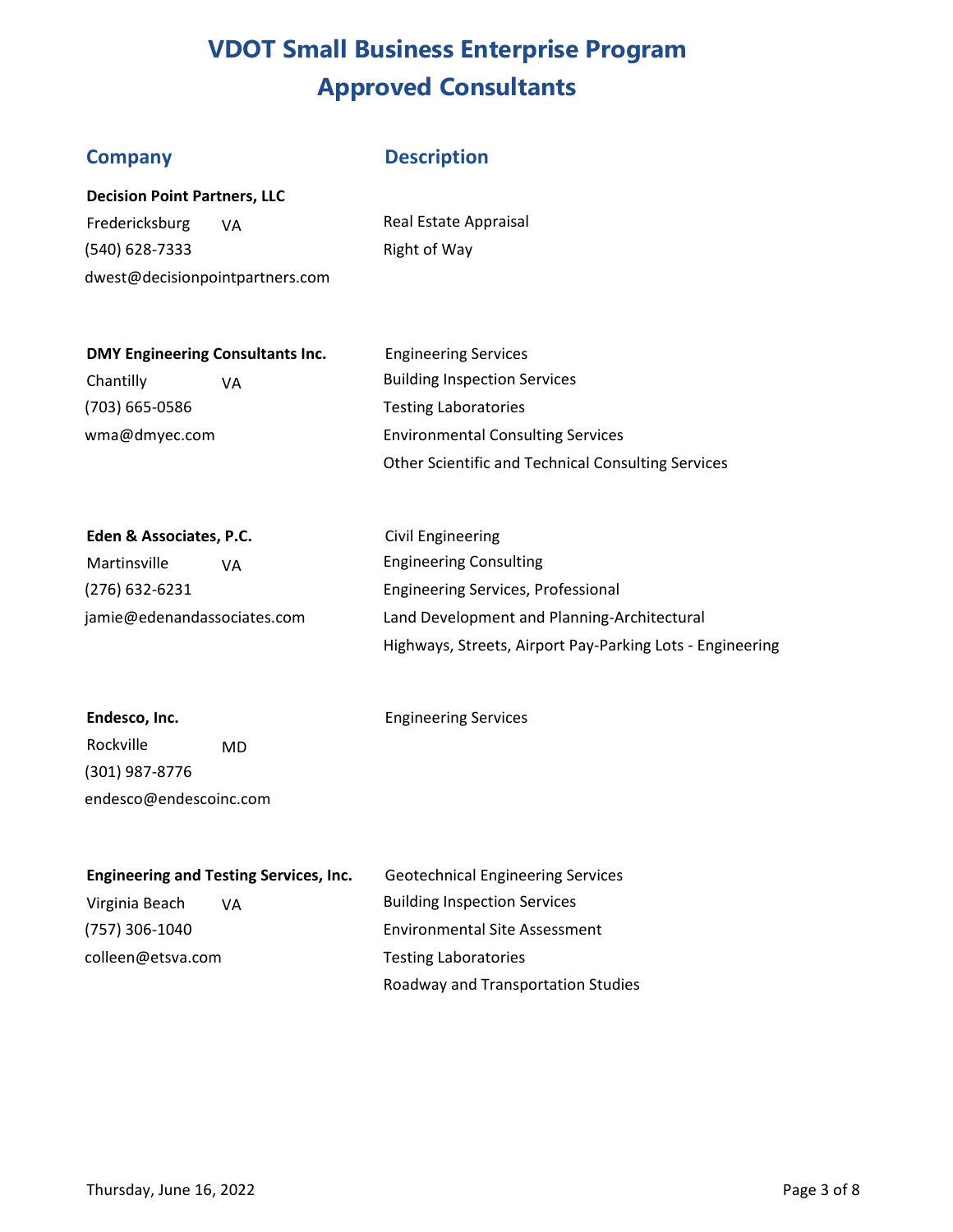# VDOT Small Business Enterprise Program
# Approved Consultants

| Company | Description |
|---|---|
| **Decision Point Partners, LLC**<br>Fredericksburg VA<br>(540) 628-7333<br>dwest@decisionpointpartners.com | Real Estate Appraisal<br>Right of Way |
| **DMY Engineering Consultants Inc.**<br>Chantilly VA<br>(703) 665-0586<br>wma@dmyec.com | Engineering Services<br>Building Inspection Services<br>Testing Laboratories<br>Environmental Consulting Services<br>Other Scientific and Technical Consulting Services |
| **Eden & Associates, P.C.**<br>Martinsville VA<br>(276) 632-6231<br>jamie@edenandassociates.com | Civil Engineering<br>Engineering Consulting<br>Engineering Services, Professional<br>Land Development and Planning-Architectural<br>Highways, Streets, Airport Pay-Parking Lots - Engineering |
| **Endesco, Inc.**<br>Rockville MD<br>(301) 987-8776<br>endesco@endescoinc.com | Engineering Services |
| **Engineering and Testing Services, Inc.**<br>Virginia Beach VA<br>(757) 306-1040<br>colleen@etsva.com | Geotechnical Engineering Services<br>Building Inspection Services<br>Environmental Site Assessment<br>Testing Laboratories<br>Roadway and Transportation Studies |

Thursday, June 16, 2022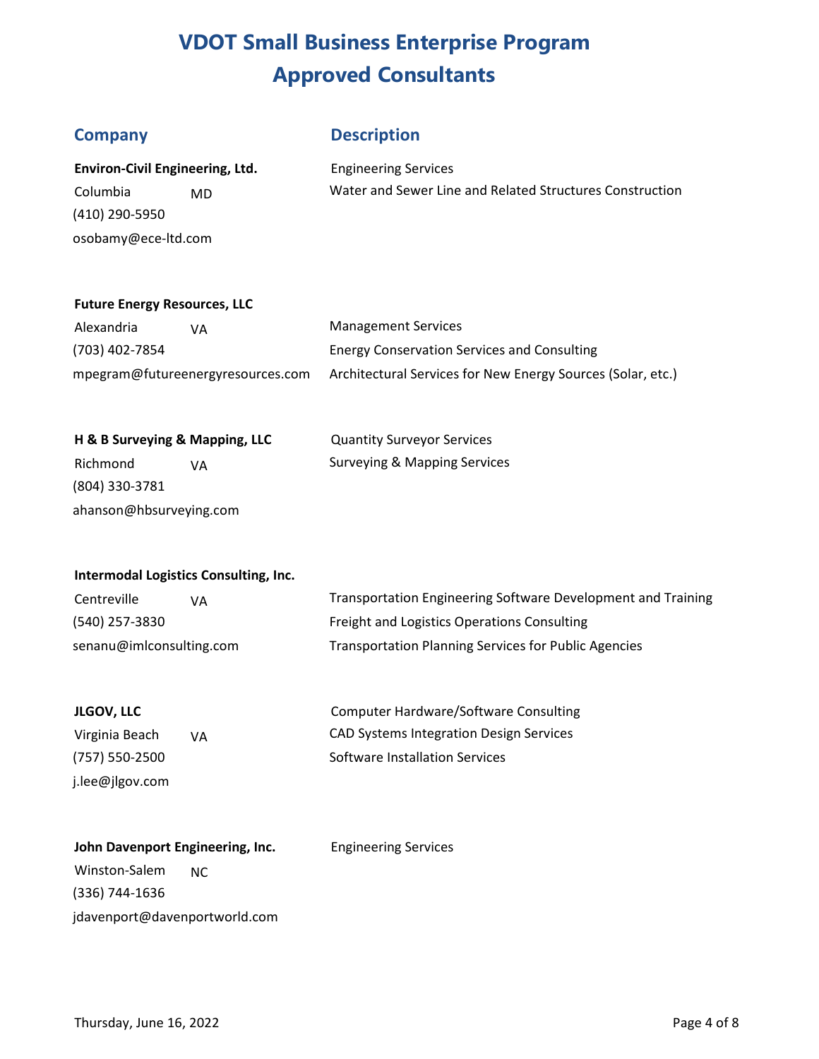# VDOT Small Business Enterprise Program
# Approved Consultants

| Company | Description |
|---|---|
| **Environ-Civil Engineering, Ltd.**<br>Columbia MD<br>(410) 290-5950<br>osobamy@ece-ltd.com | Engineering Services<br>Water and Sewer Line and Related Structures Construction |
| **Future Energy Resources, LLC**<br>Alexandria VA<br>(703) 402-7854<br>mpegram@futureenergyresources.com | Management Services<br>Energy Conservation Services and Consulting<br>Architectural Services for New Energy Sources (Solar, etc.) |
| **H & B Surveying & Mapping, LLC**<br>Richmond VA<br>(804) 330-3781<br>ahanson@hbsurveying.com | Quantity Surveyor Services<br>Surveying & Mapping Services |
| **Intermodal Logistics Consulting, Inc.**<br>Centreville VA<br>(540) 257-3830<br>senanu@imlconsulting.com | Transportation Engineering Software Development and Training<br>Freight and Logistics Operations Consulting<br>Transportation Planning Services for Public Agencies |
| **JLGOV, LLC**<br>Virginia Beach VA<br>(757) 550-2500<br>j.lee@jlgov.com | Computer Hardware/Software Consulting<br>CAD Systems Integration Design Services<br>Software Installation Services |
| **John Davenport Engineering, Inc.**<br>Winston-Salem NC<br>(336) 744-1636<br>jdavenport@davenportworld.com | Engineering Services |

Thursday, June 16, 2022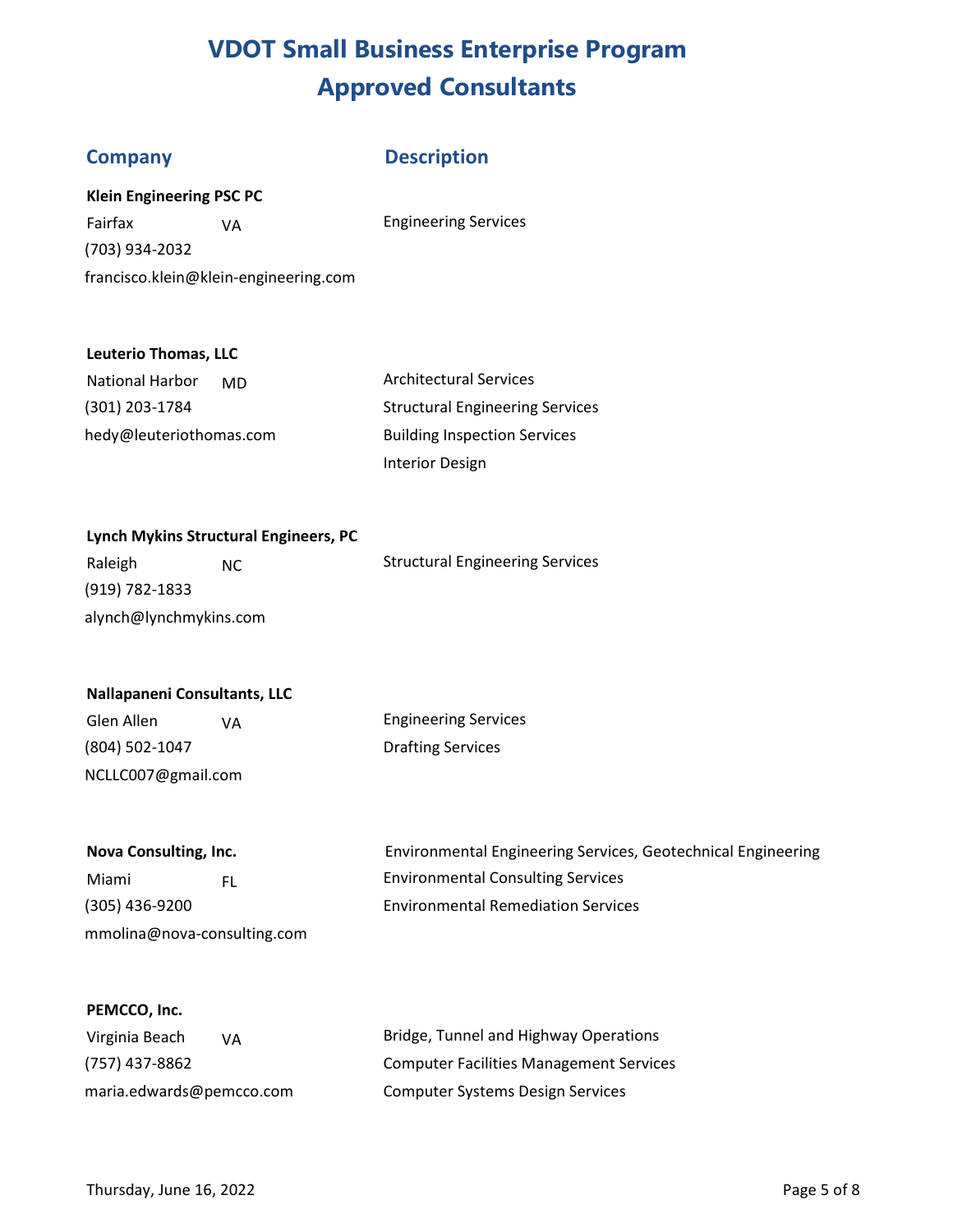# VDOT Small Business Enterprise Program
# Approved Consultants

| Company | Description |
|---|---|
| **Klein Engineering PSC PC**<br>Fairfax VA<br>(703) 934-2032<br>francisco.klein@klein-engineering.com | Engineering Services |
| **Leuterio Thomas, LLC**<br>National Harbor MD<br>(301) 203-1784<br>hedy@leuteriothomas.com | Architectural Services<br>Structural Engineering Services<br>Building Inspection Services<br>Interior Design |
| **Lynch Mykins Structural Engineers, PC**<br>Raleigh NC<br>(919) 782-1833<br>alynch@lynchmykins.com | Structural Engineering Services |
| **Nallapaneni Consultants, LLC**<br>Glen Allen VA<br>(804) 502-1047<br>NCLLC007@gmail.com | Engineering Services<br>Drafting Services |
| **Nova Consulting, Inc.**<br>Miami FL<br>(305) 436-9200<br>mmolina@nova-consulting.com | Environmental Engineering Services, Geotechnical Engineering<br>Environmental Consulting Services<br>Environmental Remediation Services |
| **PEMCCO, Inc.**<br>Virginia Beach VA<br>(757) 437-8862<br>maria.edwards@pemcco.com | Bridge, Tunnel and Highway Operations<br>Computer Facilities Management Services<br>Computer Systems Design Services |

Thursday, June 16, 2022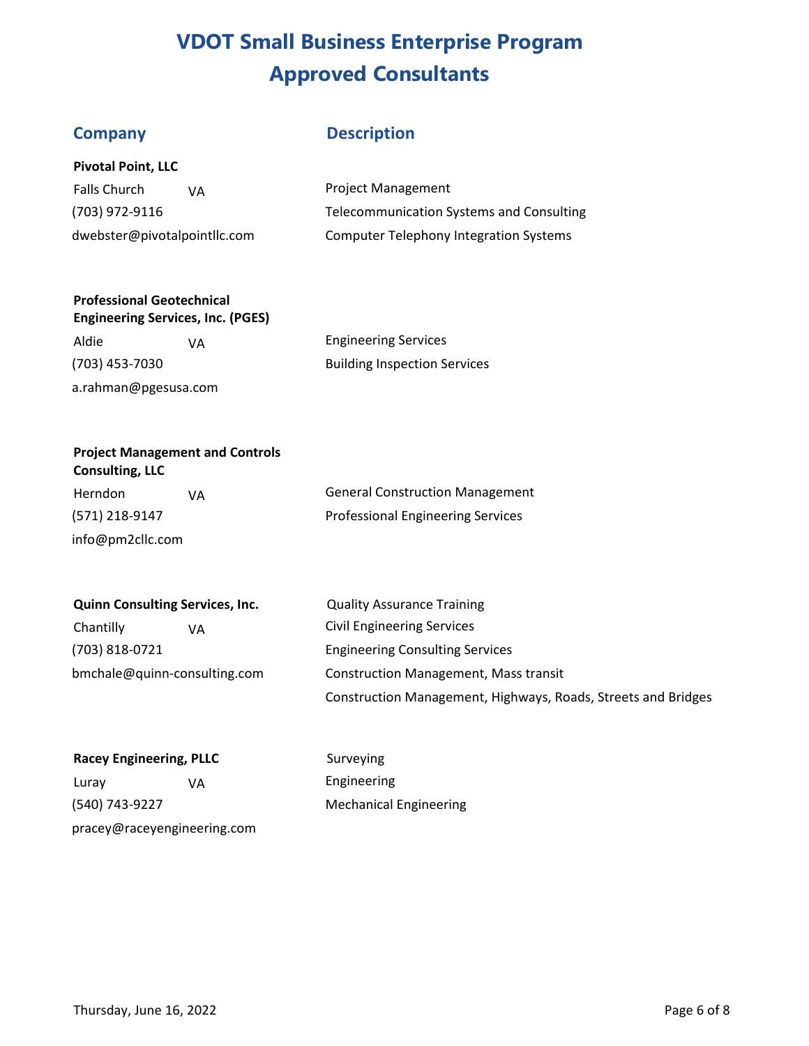# VDOT Small Business Enterprise Program
# Approved Consultants

| Company | Description |
| --- | --- |
| **Pivotal Point, LLC**<br>Falls Church VA<br>(703) 972-9116<br>dwebster@pivotalpointllc.com | Project Management<br>Telecommunication Systems and Consulting<br>Computer Telephony Integration Systems |
| **Professional Geotechnical Engineering Services, Inc. (PGES)**<br>Aldie VA<br>(703) 453-7030<br>a.rahman@pgesusa.com | Engineering Services<br>Building Inspection Services |
| **Project Management and Controls Consulting, LLC**<br>Herndon VA<br>(571) 218-9147<br>info@pm2cllc.com | General Construction Management<br>Professional Engineering Services |
| **Quinn Consulting Services, Inc.**<br>Chantilly VA<br>(703) 818-0721<br>bmchale@quinn-consulting.com | Quality Assurance Training<br>Civil Engineering Services<br>Engineering Consulting Services<br>Construction Management, Mass transit<br>Construction Management, Highways, Roads, Streets and Bridges |
| **Racey Engineering, PLLC**<br>Luray VA<br>(540) 743-9227<br>pracey@raceyengineering.com | Surveying<br>Engineering<br>Mechanical Engineering |

Thursday, June 16, 2022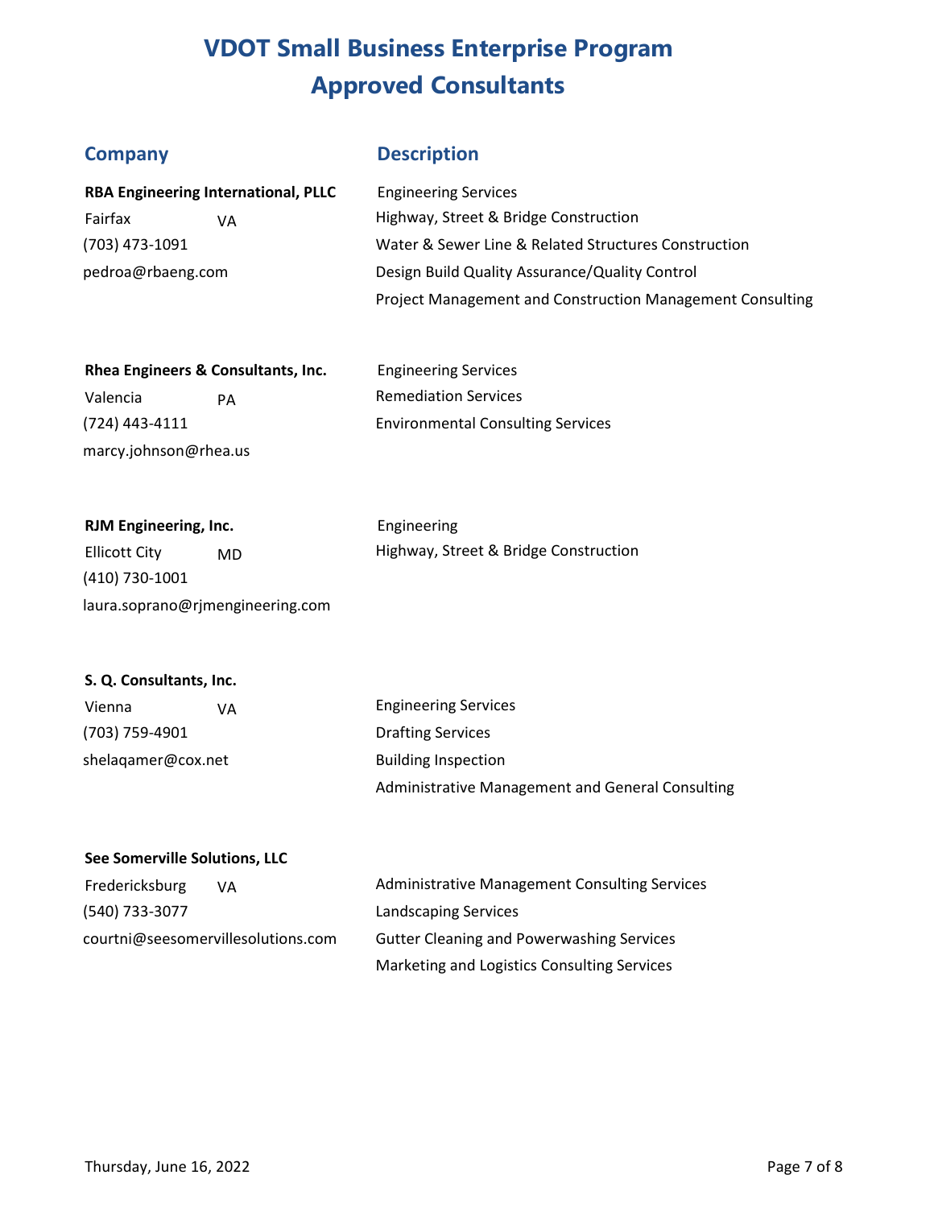# VDOT Small Business Enterprise Program
# Approved Consultants

| Company | Description |
|---|---|
| **RBA Engineering International, PLLC** | Engineering Services |
| Fairfax VA | Highway, Street & Bridge Construction |
| (703) 473-1091 | Water & Sewer Line & Related Structures Construction |
| pedroa@rbaeng.com | Design Build Quality Assurance/Quality Control |
| | Project Management and Construction Management Consulting |
| **Rhea Engineers & Consultants, Inc.** | Engineering Services |
| Valencia PA | Remediation Services |
| (724) 443-4111 | Environmental Consulting Services |
| marcy.johnson@rhea.us | |
| **RJM Engineering, Inc.** | Engineering |
| Ellicott City MD | Highway, Street & Bridge Construction |
| (410) 730-1001 | |
| laura.soprano@rjmengineering.com | |
| **S. Q. Consultants, Inc.** | |
| Vienna VA | Engineering Services |
| (703) 759-4901 | Drafting Services |
| shelaqamer@cox.net | Building Inspection |
| | Administrative Management and General Consulting |
| **See Somerville Solutions, LLC** | |
| Fredericksburg VA | Administrative Management Consulting Services |
| (540) 733-3077 | Landscaping Services |
| courtni@seesomervillesolutions.com | Gutter Cleaning and Powerwashing Services |
| | Marketing and Logistics Consulting Services |

Thursday, June 16, 2022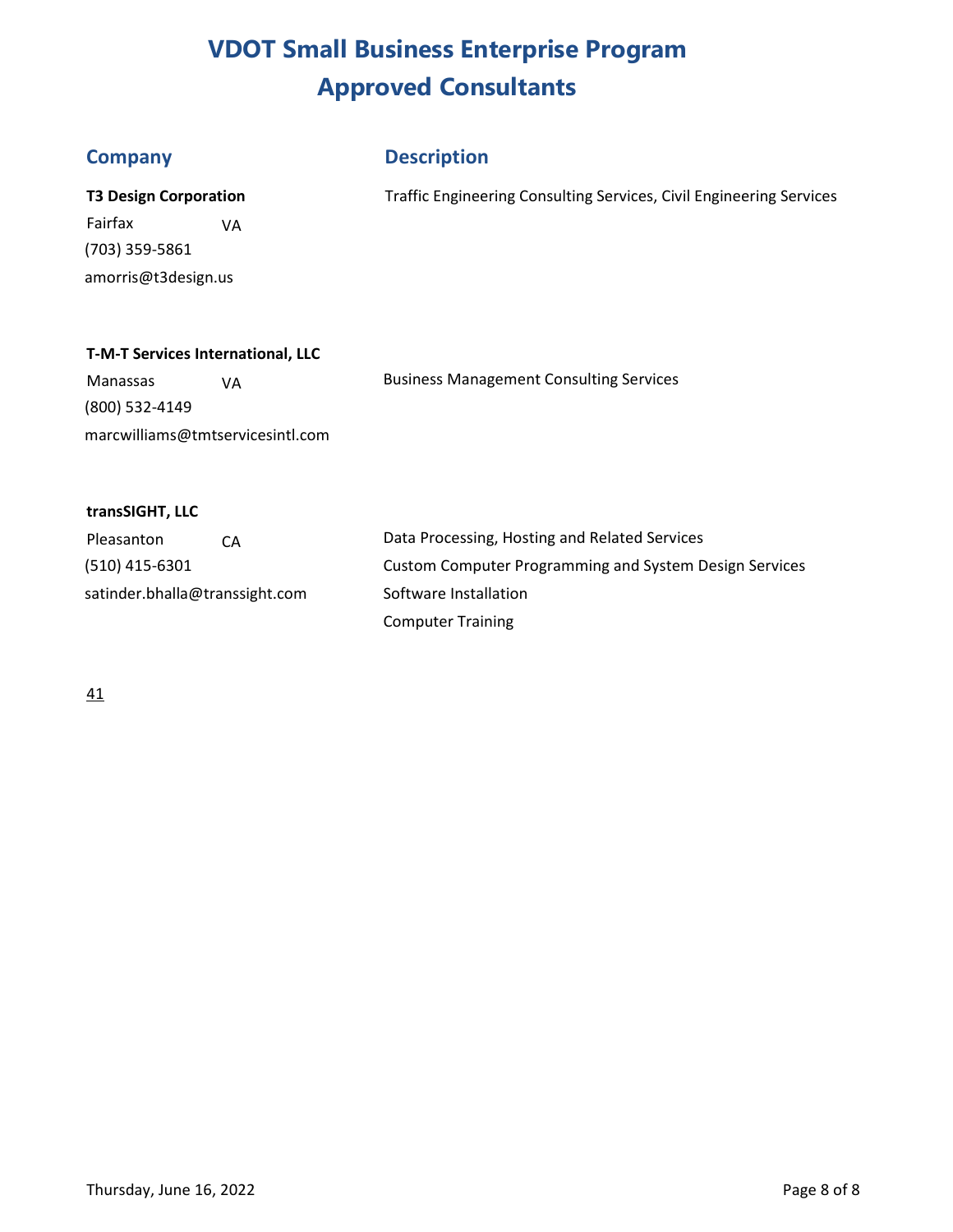# VDOT Small Business Enterprise Program
# Approved Consultants

| Company | Description |
|---|---|
| **T3 Design Corporation**<br>Fairfax VA<br>(703) 359-5861<br>amorris@t3design.us | Traffic Engineering Consulting Services, Civil Engineering Services |
| **T-M-T Services International, LLC**<br>Manassas VA<br>(800) 532-4149<br>marcwilliams@tmtservicesintl.com | Business Management Consulting Services |
| **transSIGHT, LLC**<br>Pleasanton CA<br>(510) 415-6301<br>satinder.bhalla@transsight.com | Data Processing, Hosting and Related Services<br>Custom Computer Programming and System Design Services<br>Software Installation<br>Computer Training |

41

Thursday, June 16, 2022